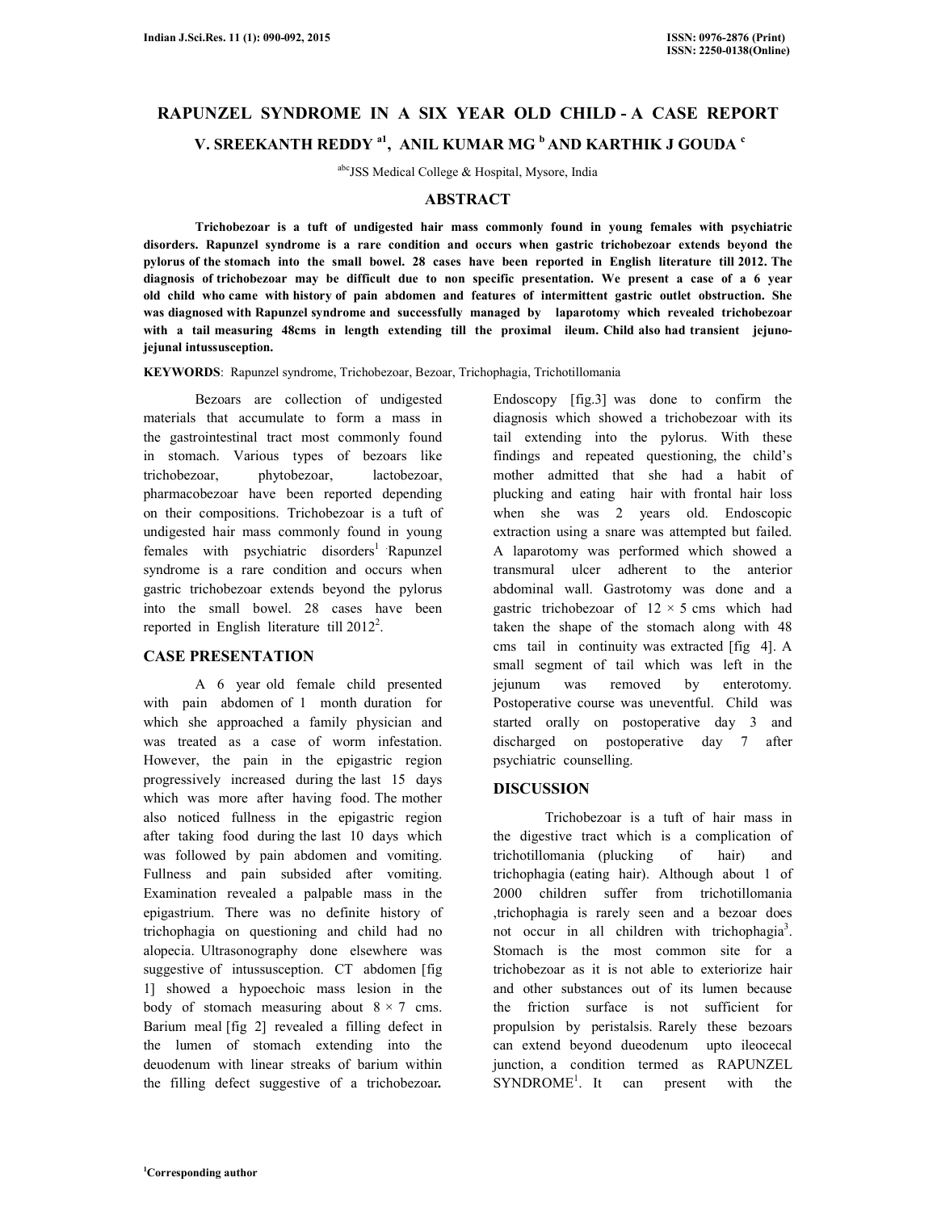# RAPUNZEL SYNDROME IN A SIX YEAR OLD CHILD - A CASE REPORT

**V. SREEKANTH REDDY [a1], ANIL KUMAR MG [b] AND KARTHIK J GOUDA [c]**

[abc]JSS Medical College & Hospital, Mysore, India

## ABSTRACT

**Trichobezoar is a tuft of undigested hair mass commonly found in young females with psychiatric disorders. Rapunzel syndrome is a rare condition and occurs when gastric trichobezoar extends beyond the pylorus of the stomach into the small bowel. 28 cases have been reported in English literature till 2012. The diagnosis of trichobezoar may be difficult due to non specific presentation. We present a case of a 6 year old child who came with history of pain abdomen and features of intermittent gastric outlet obstruction. She was diagnosed with Rapunzel syndrome and successfully managed by laparotomy which revealed trichobezoar with a tail measuring 48cms in length extending till the proximal ileum. Child also had transient jejuno-jejunal intussusception.**

**KEYWORDS**: Rapunzel syndrome, Trichobezoar, Bezoar, Trichophagia, Trichotillomania

Bezoars are collection of undigested materials that accumulate to form a mass in the gastrointestinal tract most commonly found in stomach. Various types of bezoars like trichobezoar, phytobezoar, lactobezoar, pharmacobezoar have been reported depending on their compositions. Trichobezoar is a tuft of undigested hair mass commonly found in young females with psychiatric disorders[1] .Rapunzel syndrome is a rare condition and occurs when gastric trichobezoar extends beyond the pylorus into the small bowel. 28 cases have been reported in English literature till 2012[2].

## CASE PRESENTATION

A 6 year old female child presented with pain abdomen of 1 month duration for which she approached a family physician and was treated as a case of worm infestation. However, the pain in the epigastric region progressively increased during the last 15 days which was more after having food. The mother also noticed fullness in the epigastric region after taking food during the last 10 days which was followed by pain abdomen and vomiting. Fullness and pain subsided after vomiting. Examination revealed a palpable mass in the epigastrium. There was no definite history of trichophagia on questioning and child had no alopecia. Ultrasonography done elsewhere was suggestive of intussusception. CT abdomen [fig 1] showed a hypoechoic mass lesion in the body of stomach measuring about 8 × 7 cms. Barium meal [fig 2] revealed a filling defect in the lumen of stomach extending into the deuodenum with linear streaks of barium within the filling defect suggestive of a trichobezoar**.** Endoscopy [fig.3] was done to confirm the diagnosis which showed a trichobezoar with its tail extending into the pylorus. With these findings and repeated questioning, the child's mother admitted that she had a habit of plucking and eating hair with frontal hair loss when she was 2 years old. Endoscopic extraction using a snare was attempted but failed. A laparotomy was performed which showed a transmural ulcer adherent to the anterior abdominal wall. Gastrotomy was done and a gastric trichobezoar of 12 × 5 cms which had taken the shape of the stomach along with 48 cms tail in continuity was extracted [fig 4]. A small segment of tail which was left in the jejunum was removed by enterotomy. Postoperative course was uneventful. Child was started orally on postoperative day 3 and discharged on postoperative day 7 after psychiatric counselling.

## DISCUSSION

Trichobezoar is a tuft of hair mass in the digestive tract which is a complication of trichotillomania (plucking of hair) and trichophagia (eating hair). Although about 1 of 2000 children suffer from trichotillomania ,trichophagia is rarely seen and a bezoar does not occur in all children with trichophagia[3]. Stomach is the most common site for a trichobezoar as it is not able to exteriorize hair and other substances out of its lumen because the friction surface is not sufficient for propulsion by peristalsis. Rarely these bezoars can extend beyond dueodenum upto ileocecal junction, a condition termed as RAPUNZEL SYNDROME[1]. It can present with the

[1]Corresponding author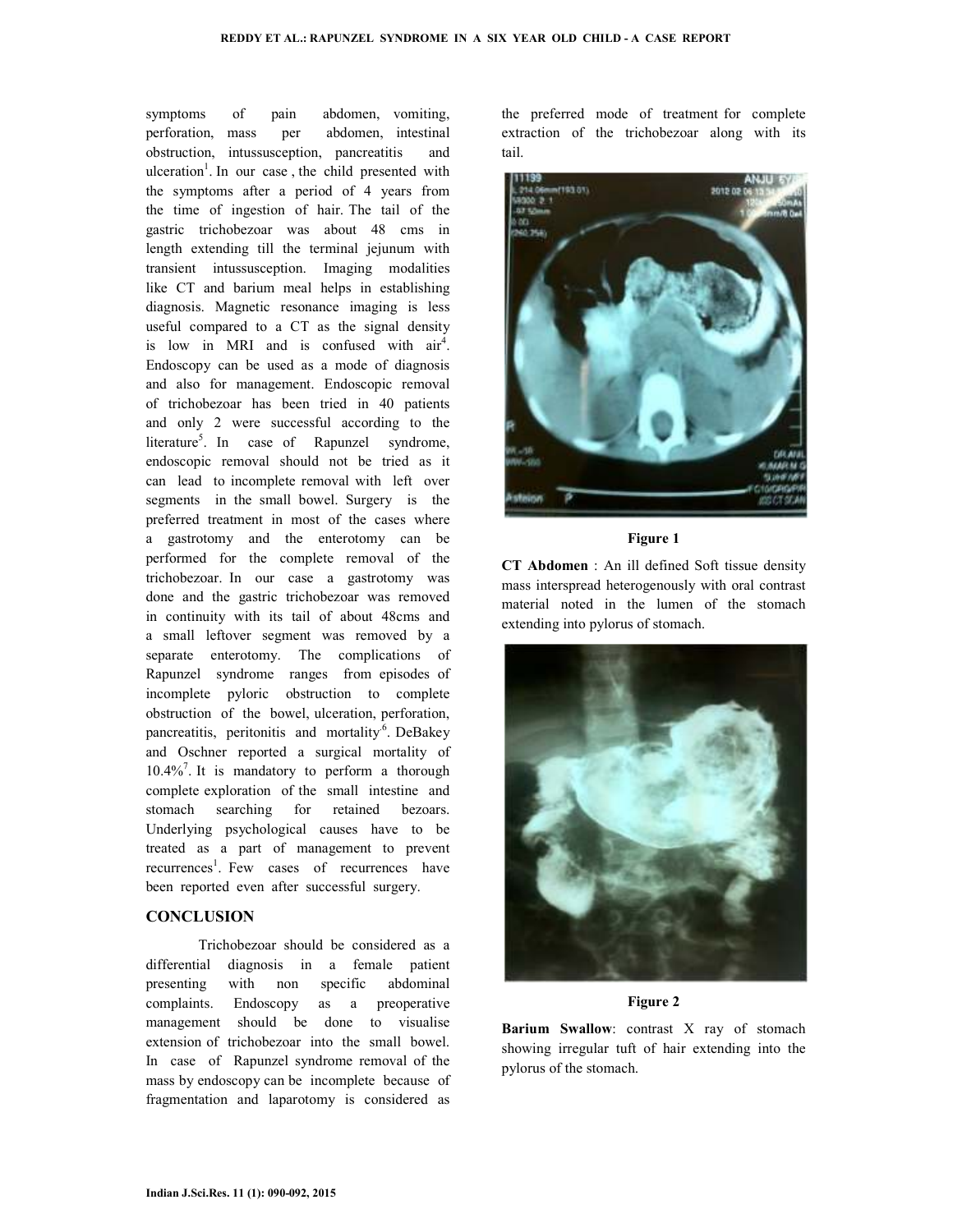symptoms of pain abdomen, vomiting, perforation, mass per abdomen, intestinal obstruction, intussusception, pancreatitis and ulceration[1]. In our case, the child presented with the symptoms after a period of 4 years from the time of ingestion of hair. The tail of the gastric trichobezoar was about 48 cms in length extending till the terminal jejunum with transient intussusception. Imaging modalities like CT and barium meal helps in establishing diagnosis. Magnetic resonance imaging is less useful compared to a CT as the signal density is low in MRI and is confused with air[4]. Endoscopy can be used as a mode of diagnosis and also for management. Endoscopic removal of trichobezoar has been tried in 40 patients and only 2 were successful according to the literature[5]. In case of Rapunzel syndrome, endoscopic removal should not be tried as it can lead to incomplete removal with left over segments in the small bowel. Surgery is the preferred treatment in most of the cases where a gastrotomy and the enterotomy can be performed for the complete removal of the trichobezoar. In our case a gastrotomy was done and the gastric trichobezoar was removed in continuity with its tail of about 48cms and a small leftover segment was removed by a separate enterotomy. The complications of Rapunzel syndrome ranges from episodes of incomplete pyloric obstruction to complete obstruction of the bowel, ulceration, perforation, pancreatitis, peritonitis and mortality[6]. DeBakey and Oschner reported a surgical mortality of 10.4%[7]. It is mandatory to perform a thorough complete exploration of the small intestine and stomach searching for retained bezoars. Underlying psychological causes have to be treated as a part of management to prevent recurrences[1]. Few cases of recurrences have been reported even after successful surgery.

## CONCLUSION

Trichobezoar should be considered as a differential diagnosis in a female patient presenting with non specific abdominal complaints. Endoscopy as a preoperative management should be done to visualise extension of trichobezoar into the small bowel. In case of Rapunzel syndrome removal of the mass by endoscopy can be incomplete because of fragmentation and laparotomy is considered as the preferred mode of treatment for complete extraction of the trichobezoar along with its tail.

**Figure 1**

**CT Abdomen** : An ill defined Soft tissue density mass interspread heterogenously with oral contrast material noted in the lumen of the stomach extending into pylorus of stomach.

**Figure 2**

**Barium Swallow**: contrast X ray of stomach showing irregular tuft of hair extending into the pylorus of the stomach.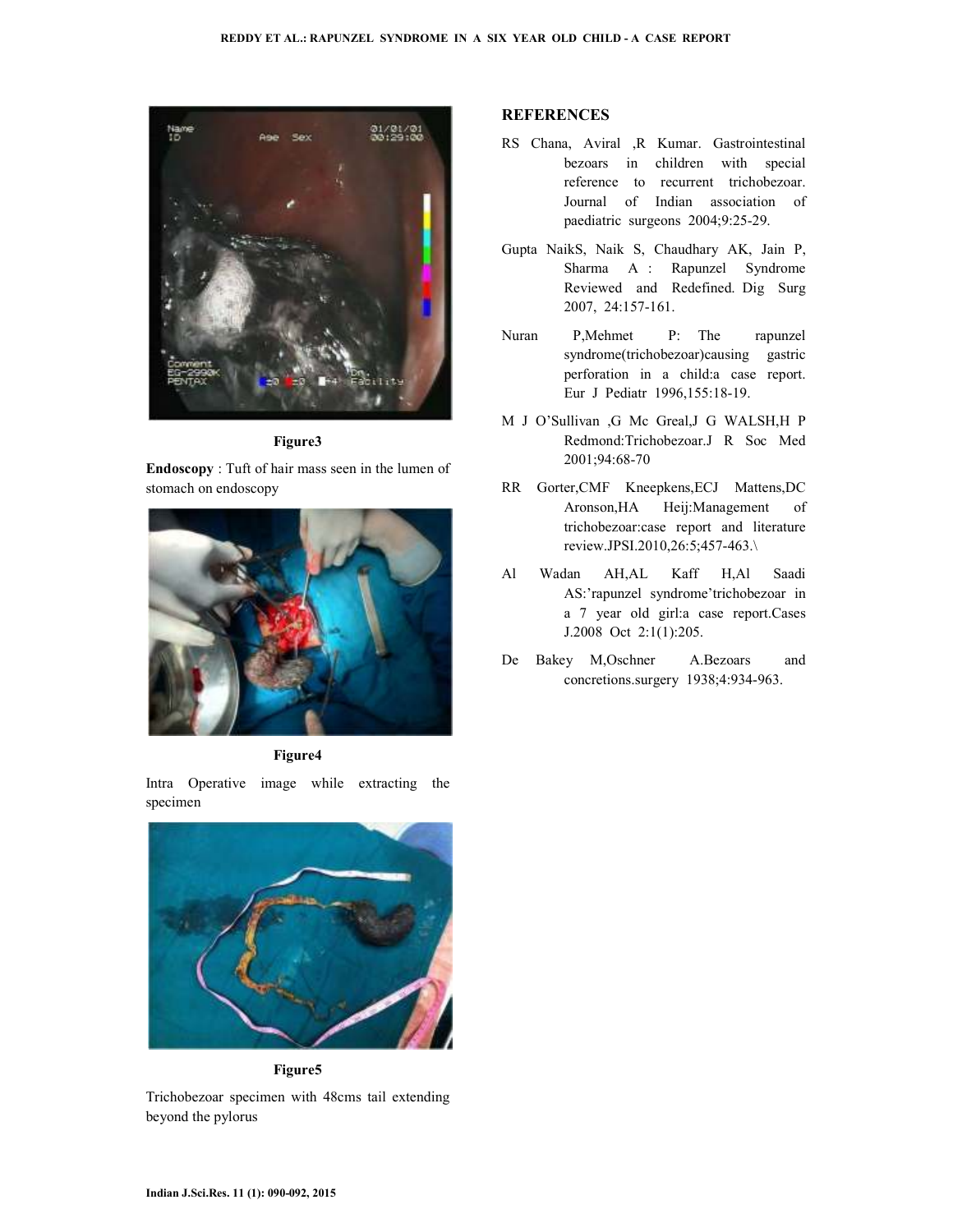**Figure3**

**Endoscopy** : Tuft of hair mass seen in the lumen of stomach on endoscopy

**Figure4**

Intra Operative image while extracting the specimen

**Figure5**

Trichobezoar specimen with 48cms tail extending beyond the pylorus

## REFERENCES

RS Chana, Aviral ,R Kumar. Gastrointestinal bezoars in children with special reference to recurrent trichobezoar. Journal of Indian association of paediatric surgeons 2004;9:25-29.

Gupta NaikS, Naik S, Chaudhary AK, Jain P, Sharma A : Rapunzel Syndrome Reviewed and Redefined. Dig Surg 2007, 24:157-161.

Nuran P,Mehmet P: The rapunzel syndrome(trichobezoar)causing gastric perforation in a child:a case report. Eur J Pediatr 1996,155:18-19.

M J O'Sullivan ,G Mc Greal,J G WALSH,H P Redmond:Trichobezoar.J R Soc Med 2001;94:68-70

RR Gorter,CMF Kneepkens,ECJ Mattens,DC Aronson,HA Heij:Management of trichobezoar:case report and literature review.JPSI.2010,26:5;457-463.\

Al Wadan AH,AL Kaff H,Al Saadi AS:'rapunzel syndrome'trichobezoar in a 7 year old girl:a case report.Cases J.2008 Oct 2:1(1):205.

De Bakey M,Oschner A.Bezoars and concretions.surgery 1938;4:934-963.